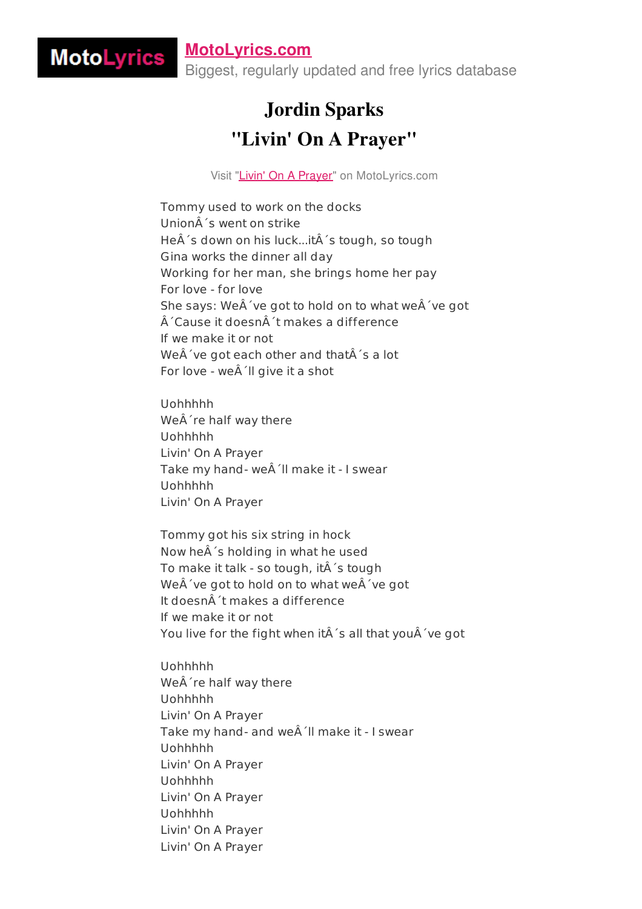**MotoLyrics.com**
Biggest, regularly updated and free lyrics database

# Jordin Sparks
# "Livin' On A Prayer"

Visit "Livin' On A Prayer" on MotoLyrics.com

Tommy used to work on the docks
UnionÂ´s went on strike
HeÂ´s down on his luck...itÂ´s tough, so tough
Gina works the dinner all day
Working for her man, she brings home her pay
For love - for love
She says: WeÂ´ve got to hold on to what weÂ´ve got
Â´Cause it doesnÂ´t makes a difference
If we make it or not
WeÂ´ve got each other and thatÂ´s a lot
For love - weÂ´ll give it a shot

Uohhhhh
WeÂ´re half way there
Uohhhhh
Livin' On A Prayer
Take my hand- weÂ´ll make it - I swear
Uohhhhh
Livin' On A Prayer

Tommy got his six string in hock
Now heÂ´s holding in what he used
To make it talk - so tough, itÂ´s tough
WeÂ´ve got to hold on to what weÂ´ve got
It doesnÂ´t makes a difference
If we make it or not
You live for the fight when itÂ´s all that youÂ´ve got

Uohhhhh
WeÂ´re half way there
Uohhhhh
Livin' On A Prayer
Take my hand- and weÂ´ll make it - I swear
Uohhhhh
Livin' On A Prayer
Uohhhhh
Livin' On A Prayer
Uohhhhh
Livin' On A Prayer
Livin' On A Prayer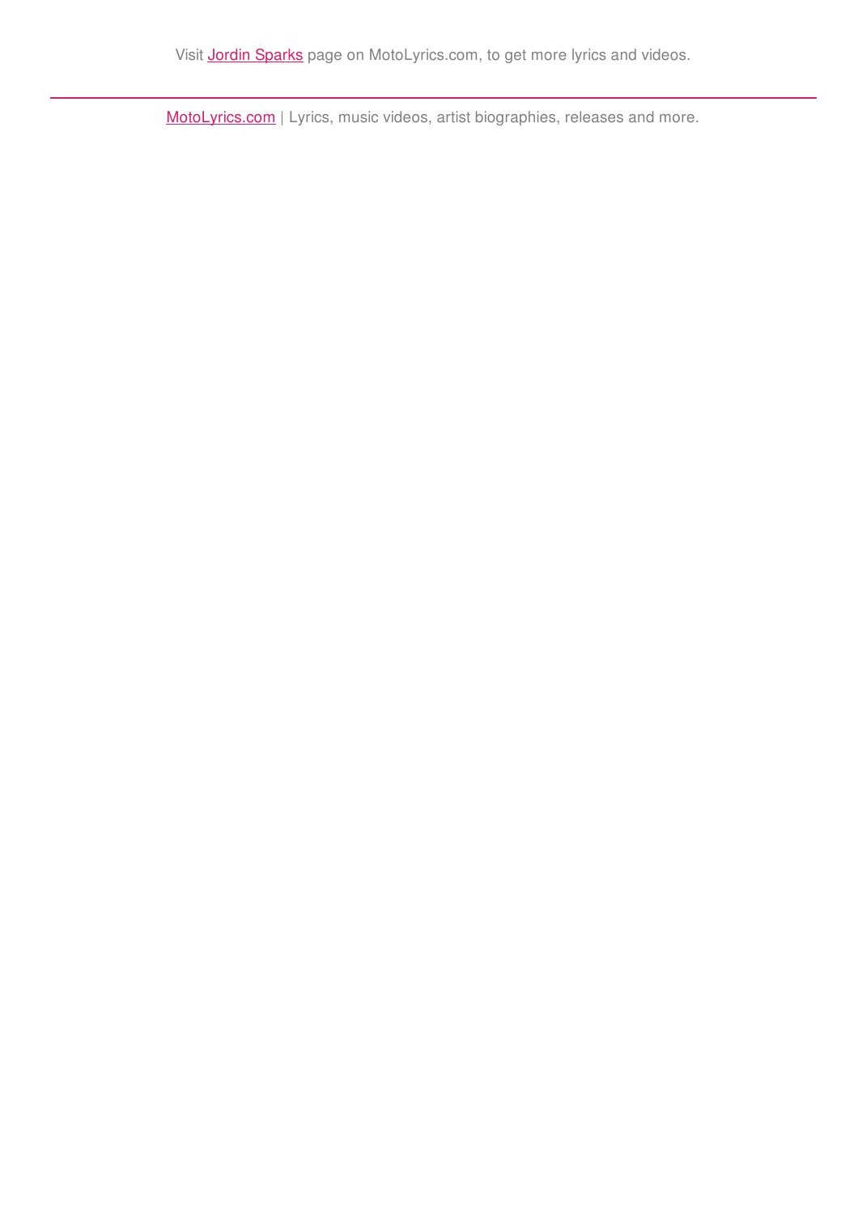Visit Jordin Sparks page on MotoLyrics.com, to get more lyrics and videos.

---

MotoLyrics.com | Lyrics, music videos, artist biographies, releases and more.